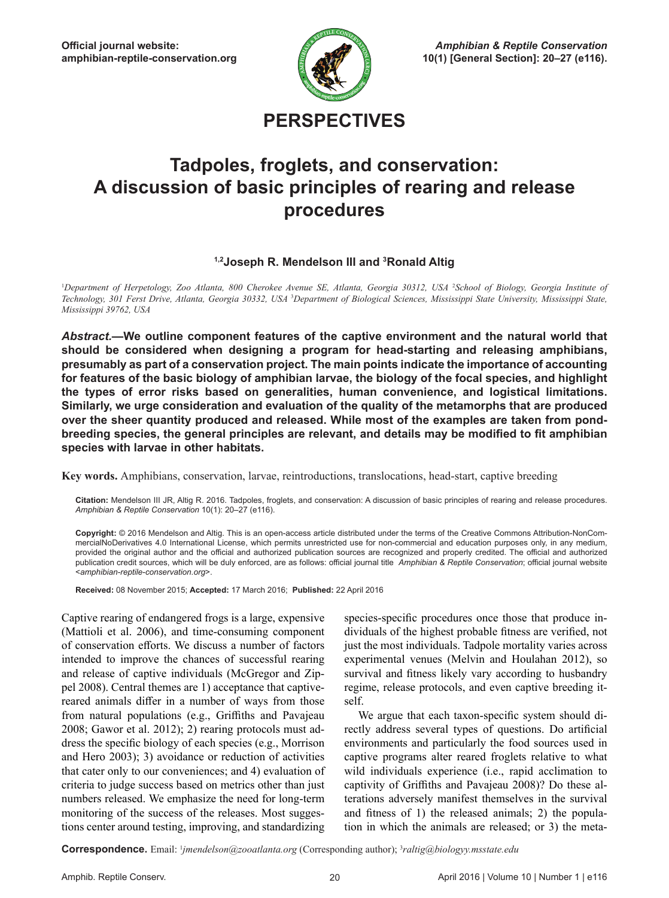# PERSPECTIVES

# Tadpoles, froglets, and conservation: A discussion of basic principles of rearing and release procedures

**[1,2]Joseph R. Mendelson III and [3]Ronald Altig**

[1]*Department of Herpetology, Zoo Atlanta, 800 Cherokee Avenue SE, Atlanta, Georgia 30312, USA* [2]*School of Biology, Georgia Institute of Technology, 301 Ferst Drive, Atlanta, Georgia 30332, USA* [3]*Department of Biological Sciences, Mississippi State University, Mississippi State, Mississippi 39762, USA*

***Abstract.*—We outline component features of the captive environment and the natural world that should be considered when designing a program for head-starting and releasing amphibians, presumably as part of a conservation project. The main points indicate the importance of accounting for features of the basic biology of amphibian larvae, the biology of the focal species, and highlight the types of error risks based on generalities, human convenience, and logistical limitations. Similarly, we urge consideration and evaluation of the quality of the metamorphs that are produced over the sheer quantity produced and released. While most of the examples are taken from pond-breeding species, the general principles are relevant, and details may be modified to fit amphibian species with larvae in other habitats.**

**Key words.** Amphibians, conservation, larvae, reintroductions, translocations, head-start, captive breeding

**Citation:** Mendelson III JR, Altig R. 2016. Tadpoles, froglets, and conservation: A discussion of basic principles of rearing and release procedures. *Amphibian & Reptile Conservation* 10(1): 20–27 (e116).

**Copyright:** © 2016 Mendelson and Altig. This is an open-access article distributed under the terms of the Creative Commons Attribution-NonCommercialNoDerivatives 4.0 International License, which permits unrestricted use for non-commercial and education purposes only, in any medium, provided the original author and the official and authorized publication sources are recognized and properly credited. The official and authorized publication credit sources, which will be duly enforced, are as follows: official journal title *Amphibian & Reptile Conservation*; official journal website <*amphibian-reptile-conservation.org*>.

**Received:** 08 November 2015; **Accepted:** 17 March 2016; **Published:** 22 April 2016

Captive rearing of endangered frogs is a large, expensive (Mattioli et al. 2006), and time-consuming component of conservation efforts. We discuss a number of factors intended to improve the chances of successful rearing and release of captive individuals (McGregor and Zippel 2008). Central themes are 1) acceptance that captive-reared animals differ in a number of ways from those from natural populations (e.g., Griffiths and Pavajeau 2008; Gawor et al. 2012); 2) rearing protocols must address the specific biology of each species (e.g., Morrison and Hero 2003); 3) avoidance or reduction of activities that cater only to our conveniences; and 4) evaluation of criteria to judge success based on metrics other than just numbers released. We emphasize the need for long-term monitoring of the success of the releases. Most suggestions center around testing, improving, and standardizing species-specific procedures once those that produce individuals of the highest probable fitness are verified, not just the most individuals. Tadpole mortality varies across experimental venues (Melvin and Houlahan 2012), so survival and fitness likely vary according to husbandry regime, release protocols, and even captive breeding itself.

We argue that each taxon-specific system should directly address several types of questions. Do artificial environments and particularly the food sources used in captive programs alter reared froglets relative to what wild individuals experience (i.e., rapid acclimation to captivity of Griffiths and Pavajeau 2008)? Do these alterations adversely manifest themselves in the survival and fitness of 1) the released animals; 2) the population in which the animals are released; or 3) the meta-

**Correspondence.** Email: [1]*jmendelson@zooatlanta.org* (Corresponding author); [3]*raltig@biologyy.msstate.edu*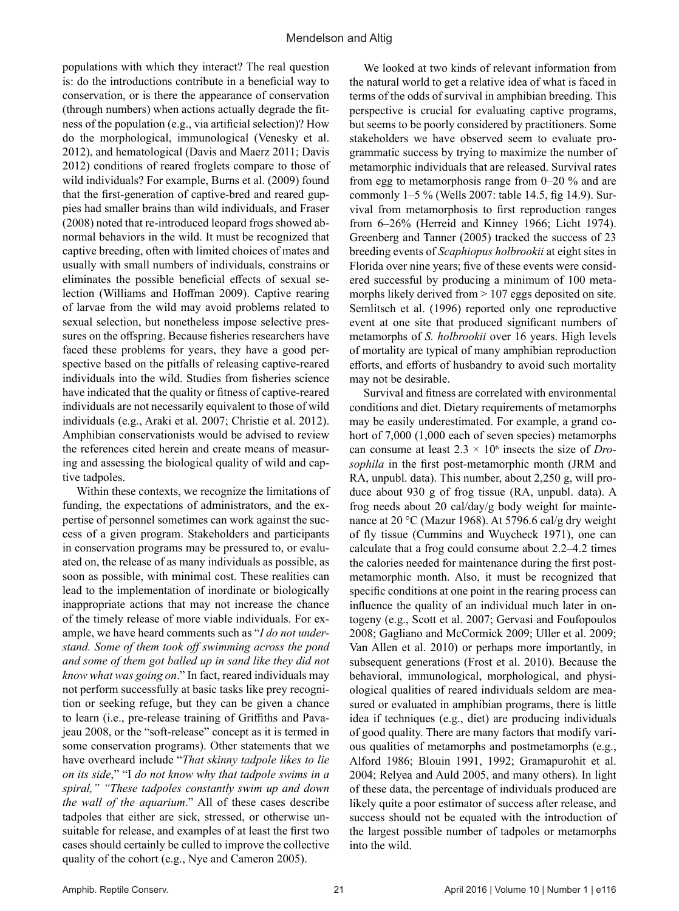populations with which they interact? The real question is: do the introductions contribute in a beneficial way to conservation, or is there the appearance of conservation (through numbers) when actions actually degrade the fitness of the population (e.g., via artificial selection)? How do the morphological, immunological (Venesky et al. 2012), and hematological (Davis and Maerz 2011; Davis 2012) conditions of reared froglets compare to those of wild individuals? For example, Burns et al. (2009) found that the first-generation of captive-bred and reared guppies had smaller brains than wild individuals, and Fraser (2008) noted that re-introduced leopard frogs showed abnormal behaviors in the wild. It must be recognized that captive breeding, often with limited choices of mates and usually with small numbers of individuals, constrains or eliminates the possible beneficial effects of sexual selection (Williams and Hoffman 2009). Captive rearing of larvae from the wild may avoid problems related to sexual selection, but nonetheless impose selective pressures on the offspring. Because fisheries researchers have faced these problems for years, they have a good perspective based on the pitfalls of releasing captive-reared individuals into the wild. Studies from fisheries science have indicated that the quality or fitness of captive-reared individuals are not necessarily equivalent to those of wild individuals (e.g., Araki et al. 2007; Christie et al. 2012). Amphibian conservationists would be advised to review the references cited herein and create means of measuring and assessing the biological quality of wild and captive tadpoles.

Within these contexts, we recognize the limitations of funding, the expectations of administrators, and the expertise of personnel sometimes can work against the success of a given program. Stakeholders and participants in conservation programs may be pressured to, or evaluated on, the release of as many individuals as possible, as soon as possible, with minimal cost. These realities can lead to the implementation of inordinate or biologically inappropriate actions that may not increase the chance of the timely release of more viable individuals. For example, we have heard comments such as "*I do not understand. Some of them took off swimming across the pond and some of them got balled up in sand like they did not know what was going on*." In fact, reared individuals may not perform successfully at basic tasks like prey recognition or seeking refuge, but they can be given a chance to learn (i.e., pre-release training of Griffiths and Pavajeau 2008, or the "soft-release" concept as it is termed in some conservation programs). Other statements that we have overheard include "*That skinny tadpole likes to lie on its side*," "I *do not know why that tadpole swims in a spiral," "These tadpoles constantly swim up and down the wall of the aquarium*." All of these cases describe tadpoles that either are sick, stressed, or otherwise unsuitable for release, and examples of at least the first two cases should certainly be culled to improve the collective quality of the cohort (e.g., Nye and Cameron 2005).

We looked at two kinds of relevant information from the natural world to get a relative idea of what is faced in terms of the odds of survival in amphibian breeding. This perspective is crucial for evaluating captive programs, but seems to be poorly considered by practitioners. Some stakeholders we have observed seem to evaluate programmatic success by trying to maximize the number of metamorphic individuals that are released. Survival rates from egg to metamorphosis range from 0–20 % and are commonly 1–5 % (Wells 2007: table 14.5, fig 14.9). Survival from metamorphosis to first reproduction ranges from 6–26% (Herreid and Kinney 1966; Licht 1974). Greenberg and Tanner (2005) tracked the success of 23 breeding events of *Scaphiopus holbrookii* at eight sites in Florida over nine years; five of these events were considered successful by producing a minimum of 100 metamorphs likely derived from > 107 eggs deposited on site. Semlitsch et al. (1996) reported only one reproductive event at one site that produced significant numbers of metamorphs of *S. holbrookii* over 16 years. High levels of mortality are typical of many amphibian reproduction efforts, and efforts of husbandry to avoid such mortality may not be desirable.

Survival and fitness are correlated with environmental conditions and diet. Dietary requirements of metamorphs may be easily underestimated. For example, a grand cohort of 7,000 (1,000 each of seven species) metamorphs can consume at least $2.3 \times 10^6$ insects the size of *Drosophila* in the first post-metamorphic month (JRM and RA, unpubl. data). This number, about 2,250 g, will produce about 930 g of frog tissue (RA, unpubl. data). A frog needs about 20 cal/day/g body weight for maintenance at 20 °C (Mazur 1968). At 5796.6 cal/g dry weight of fly tissue (Cummins and Wuycheck 1971), one can calculate that a frog could consume about 2.2–4.2 times the calories needed for maintenance during the first post-metamorphic month. Also, it must be recognized that specific conditions at one point in the rearing process can influence the quality of an individual much later in ontogeny (e.g., Scott et al. 2007; Gervasi and Foufopoulos 2008; Gagliano and McCormick 2009; Uller et al. 2009; Van Allen et al. 2010) or perhaps more importantly, in subsequent generations (Frost et al. 2010). Because the behavioral, immunological, morphological, and physiological qualities of reared individuals seldom are measured or evaluated in amphibian programs, there is little idea if techniques (e.g., diet) are producing individuals of good quality. There are many factors that modify various qualities of metamorphs and postmetamorphs (e.g., Alford 1986; Blouin 1991, 1992; Gramapurohit et al. 2004; Relyea and Auld 2005, and many others). In light of these data, the percentage of individuals produced are likely quite a poor estimator of success after release, and success should not be equated with the introduction of the largest possible number of tadpoles or metamorphs into the wild.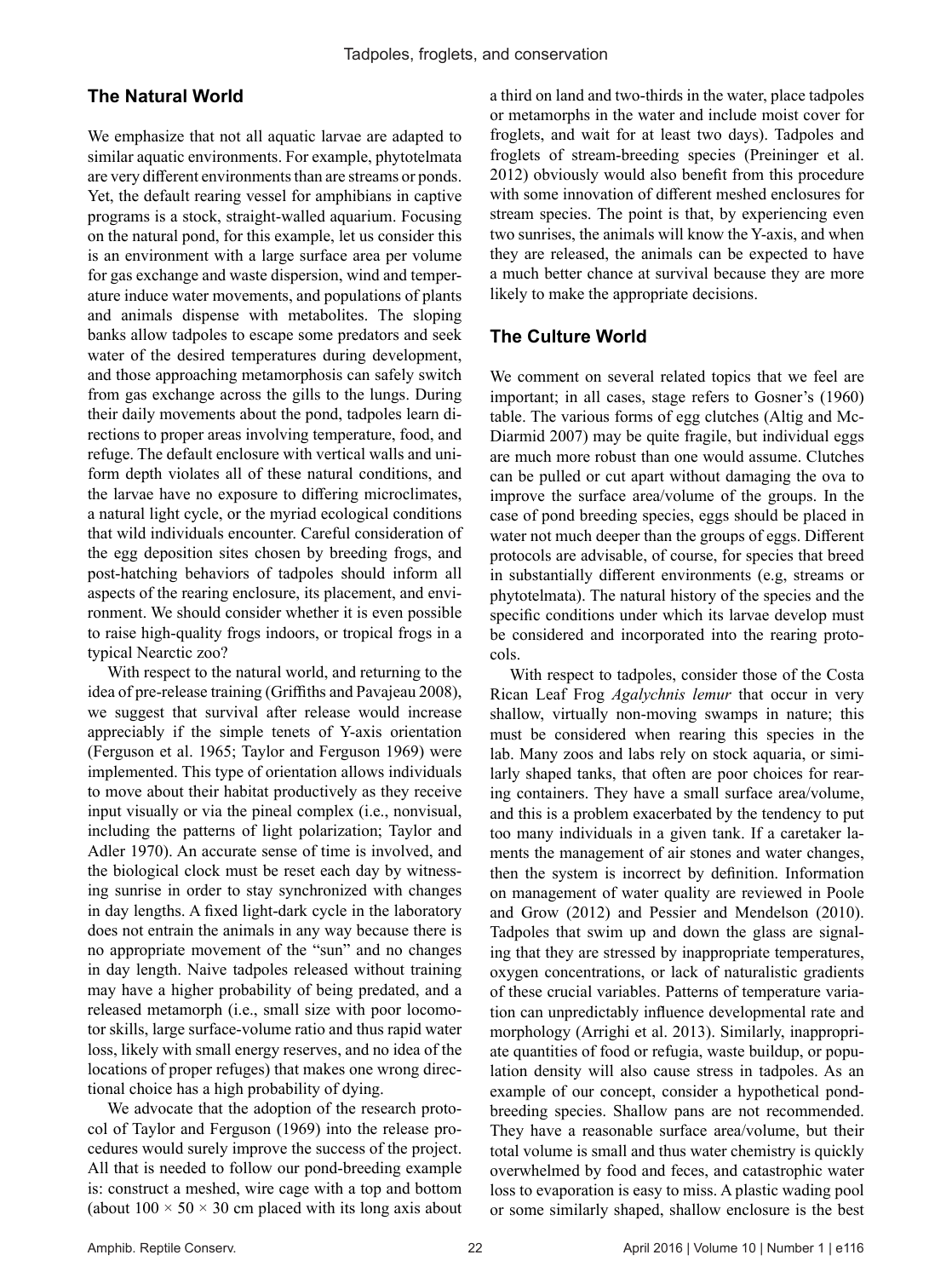## The Natural World

We emphasize that not all aquatic larvae are adapted to similar aquatic environments. For example, phytotelmata are very different environments than are streams or ponds. Yet, the default rearing vessel for amphibians in captive programs is a stock, straight-walled aquarium. Focusing on the natural pond, for this example, let us consider this is an environment with a large surface area per volume for gas exchange and waste dispersion, wind and temperature induce water movements, and populations of plants and animals dispense with metabolites. The sloping banks allow tadpoles to escape some predators and seek water of the desired temperatures during development, and those approaching metamorphosis can safely switch from gas exchange across the gills to the lungs. During their daily movements about the pond, tadpoles learn directions to proper areas involving temperature, food, and refuge. The default enclosure with vertical walls and uniform depth violates all of these natural conditions, and the larvae have no exposure to differing microclimates, a natural light cycle, or the myriad ecological conditions that wild individuals encounter. Careful consideration of the egg deposition sites chosen by breeding frogs, and post-hatching behaviors of tadpoles should inform all aspects of the rearing enclosure, its placement, and environment. We should consider whether it is even possible to raise high-quality frogs indoors, or tropical frogs in a typical Nearctic zoo?

With respect to the natural world, and returning to the idea of pre-release training (Griffiths and Pavajeau 2008), we suggest that survival after release would increase appreciably if the simple tenets of Y-axis orientation (Ferguson et al. 1965; Taylor and Ferguson 1969) were implemented. This type of orientation allows individuals to move about their habitat productively as they receive input visually or via the pineal complex (i.e., nonvisual, including the patterns of light polarization; Taylor and Adler 1970). An accurate sense of time is involved, and the biological clock must be reset each day by witnessing sunrise in order to stay synchronized with changes in day lengths. A fixed light-dark cycle in the laboratory does not entrain the animals in any way because there is no appropriate movement of the "sun" and no changes in day length. Naive tadpoles released without training may have a higher probability of being predated, and a released metamorph (i.e., small size with poor locomotor skills, large surface-volume ratio and thus rapid water loss, likely with small energy reserves, and no idea of the locations of proper refuges) that makes one wrong directional choice has a high probability of dying.

We advocate that the adoption of the research protocol of Taylor and Ferguson (1969) into the release procedures would surely improve the success of the project. All that is needed to follow our pond-breeding example is: construct a meshed, wire cage with a top and bottom (about 100 × 50 × 30 cm placed with its long axis about a third on land and two-thirds in the water, place tadpoles or metamorphs in the water and include moist cover for froglets, and wait for at least two days). Tadpoles and froglets of stream-breeding species (Preininger et al. 2012) obviously would also benefit from this procedure with some innovation of different meshed enclosures for stream species. The point is that, by experiencing even two sunrises, the animals will know the Y-axis, and when they are released, the animals can be expected to have a much better chance at survival because they are more likely to make the appropriate decisions.

## The Culture World

We comment on several related topics that we feel are important; in all cases, stage refers to Gosner's (1960) table. The various forms of egg clutches (Altig and McDiarmid 2007) may be quite fragile, but individual eggs are much more robust than one would assume. Clutches can be pulled or cut apart without damaging the ova to improve the surface area/volume of the groups. In the case of pond breeding species, eggs should be placed in water not much deeper than the groups of eggs. Different protocols are advisable, of course, for species that breed in substantially different environments (e.g, streams or phytotelmata). The natural history of the species and the specific conditions under which its larvae develop must be considered and incorporated into the rearing protocols.

With respect to tadpoles, consider those of the Costa Rican Leaf Frog *Agalychnis lemur* that occur in very shallow, virtually non-moving swamps in nature; this must be considered when rearing this species in the lab. Many zoos and labs rely on stock aquaria, or similarly shaped tanks, that often are poor choices for rearing containers. They have a small surface area/volume, and this is a problem exacerbated by the tendency to put too many individuals in a given tank. If a caretaker laments the management of air stones and water changes, then the system is incorrect by definition. Information on management of water quality are reviewed in Poole and Grow (2012) and Pessier and Mendelson (2010). Tadpoles that swim up and down the glass are signaling that they are stressed by inappropriate temperatures, oxygen concentrations, or lack of naturalistic gradients of these crucial variables. Patterns of temperature variation can unpredictably influence developmental rate and morphology (Arrighi et al. 2013). Similarly, inappropriate quantities of food or refugia, waste buildup, or population density will also cause stress in tadpoles. As an example of our concept, consider a hypothetical pond-breeding species. Shallow pans are not recommended. They have a reasonable surface area/volume, but their total volume is small and thus water chemistry is quickly overwhelmed by food and feces, and catastrophic water loss to evaporation is easy to miss. A plastic wading pool or some similarly shaped, shallow enclosure is the best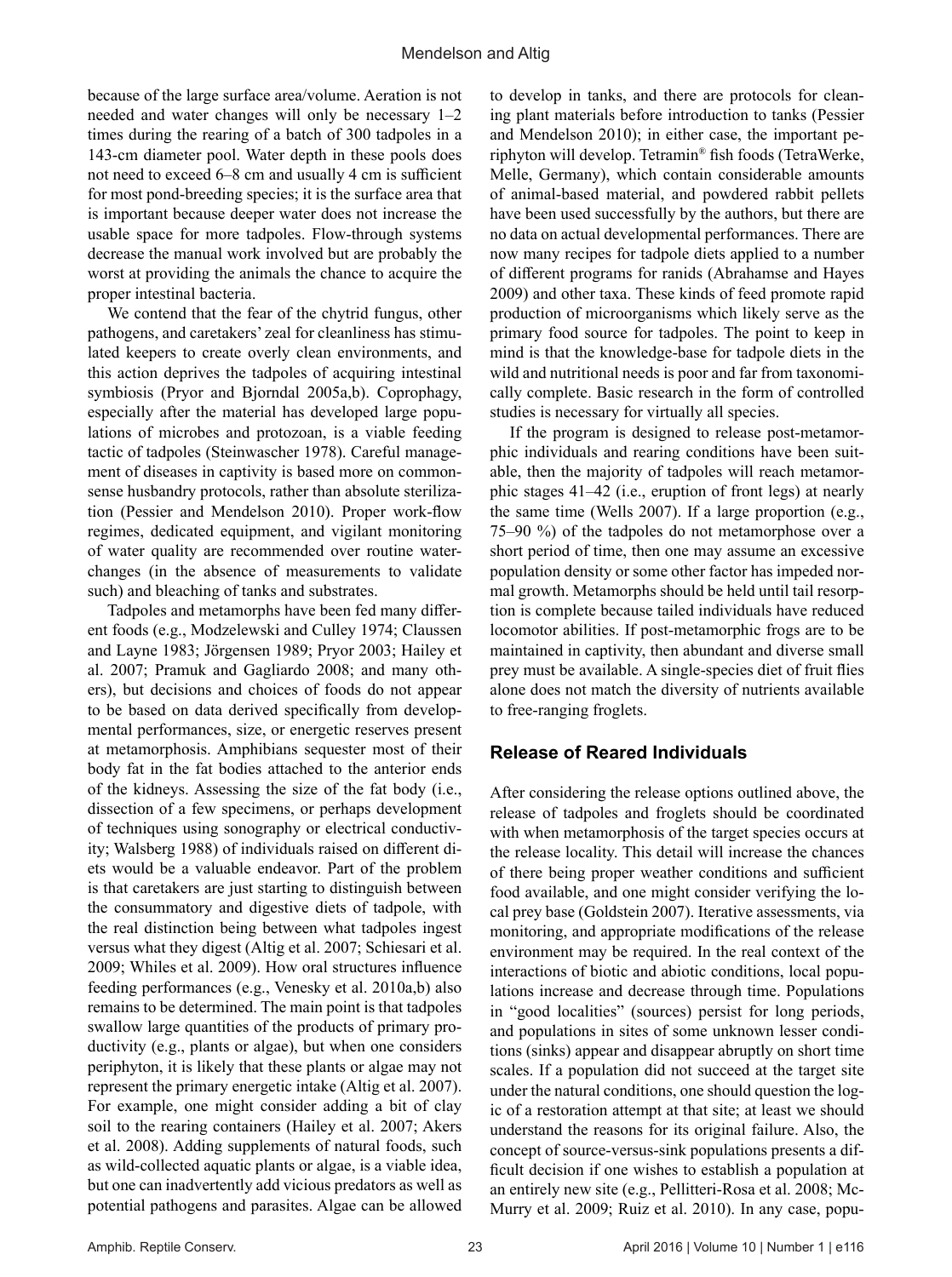because of the large surface area/volume. Aeration is not needed and water changes will only be necessary 1–2 times during the rearing of a batch of 300 tadpoles in a 143-cm diameter pool. Water depth in these pools does not need to exceed 6–8 cm and usually 4 cm is sufficient for most pond-breeding species; it is the surface area that is important because deeper water does not increase the usable space for more tadpoles. Flow-through systems decrease the manual work involved but are probably the worst at providing the animals the chance to acquire the proper intestinal bacteria.

We contend that the fear of the chytrid fungus, other pathogens, and caretakers' zeal for cleanliness has stimulated keepers to create overly clean environments, and this action deprives the tadpoles of acquiring intestinal symbiosis (Pryor and Bjorndal 2005a,b). Coprophagy, especially after the material has developed large populations of microbes and protozoan, is a viable feeding tactic of tadpoles (Steinwascher 1978). Careful management of diseases in captivity is based more on commonsense husbandry protocols, rather than absolute sterilization (Pessier and Mendelson 2010). Proper work-flow regimes, dedicated equipment, and vigilant monitoring of water quality are recommended over routine water-changes (in the absence of measurements to validate such) and bleaching of tanks and substrates.

Tadpoles and metamorphs have been fed many different foods (e.g., Modzelewski and Culley 1974; Claussen and Layne 1983; Jörgensen 1989; Pryor 2003; Hailey et al. 2007; Pramuk and Gagliardo 2008; and many others), but decisions and choices of foods do not appear to be based on data derived specifically from developmental performances, size, or energetic reserves present at metamorphosis. Amphibians sequester most of their body fat in the fat bodies attached to the anterior ends of the kidneys. Assessing the size of the fat body (i.e., dissection of a few specimens, or perhaps development of techniques using sonography or electrical conductivity; Walsberg 1988) of individuals raised on different diets would be a valuable endeavor. Part of the problem is that caretakers are just starting to distinguish between the consummatory and digestive diets of tadpole, with the real distinction being between what tadpoles ingest versus what they digest (Altig et al. 2007; Schiesari et al. 2009; Whiles et al. 2009). How oral structures influence feeding performances (e.g., Venesky et al. 2010a,b) also remains to be determined. The main point is that tadpoles swallow large quantities of the products of primary productivity (e.g., plants or algae), but when one considers periphyton, it is likely that these plants or algae may not represent the primary energetic intake (Altig et al. 2007). For example, one might consider adding a bit of clay soil to the rearing containers (Hailey et al. 2007; Akers et al. 2008). Adding supplements of natural foods, such as wild-collected aquatic plants or algae, is a viable idea, but one can inadvertently add vicious predators as well as potential pathogens and parasites. Algae can be allowed to develop in tanks, and there are protocols for cleaning plant materials before introduction to tanks (Pessier and Mendelson 2010); in either case, the important periphyton will develop. Tetramin® fish foods (TetraWerke, Melle, Germany), which contain considerable amounts of animal-based material, and powdered rabbit pellets have been used successfully by the authors, but there are no data on actual developmental performances. There are now many recipes for tadpole diets applied to a number of different programs for ranids (Abrahamse and Hayes 2009) and other taxa. These kinds of feed promote rapid production of microorganisms which likely serve as the primary food source for tadpoles. The point to keep in mind is that the knowledge-base for tadpole diets in the wild and nutritional needs is poor and far from taxonomically complete. Basic research in the form of controlled studies is necessary for virtually all species.

If the program is designed to release post-metamorphic individuals and rearing conditions have been suitable, then the majority of tadpoles will reach metamorphic stages 41–42 (i.e., eruption of front legs) at nearly the same time (Wells 2007). If a large proportion (e.g., 75–90 %) of the tadpoles do not metamorphose over a short period of time, then one may assume an excessive population density or some other factor has impeded normal growth. Metamorphs should be held until tail resorption is complete because tailed individuals have reduced locomotor abilities. If post-metamorphic frogs are to be maintained in captivity, then abundant and diverse small prey must be available. A single-species diet of fruit flies alone does not match the diversity of nutrients available to free-ranging froglets.

## Release of Reared Individuals

After considering the release options outlined above, the release of tadpoles and froglets should be coordinated with when metamorphosis of the target species occurs at the release locality. This detail will increase the chances of there being proper weather conditions and sufficient food available, and one might consider verifying the local prey base (Goldstein 2007). Iterative assessments, via monitoring, and appropriate modifications of the release environment may be required. In the real context of the interactions of biotic and abiotic conditions, local populations increase and decrease through time. Populations in "good localities" (sources) persist for long periods, and populations in sites of some unknown lesser conditions (sinks) appear and disappear abruptly on short time scales. If a population did not succeed at the target site under the natural conditions, one should question the logic of a restoration attempt at that site; at least we should understand the reasons for its original failure. Also, the concept of source-versus-sink populations presents a difficult decision if one wishes to establish a population at an entirely new site (e.g., Pellitteri-Rosa et al. 2008; McMurry et al. 2009; Ruiz et al. 2010). In any case, popu-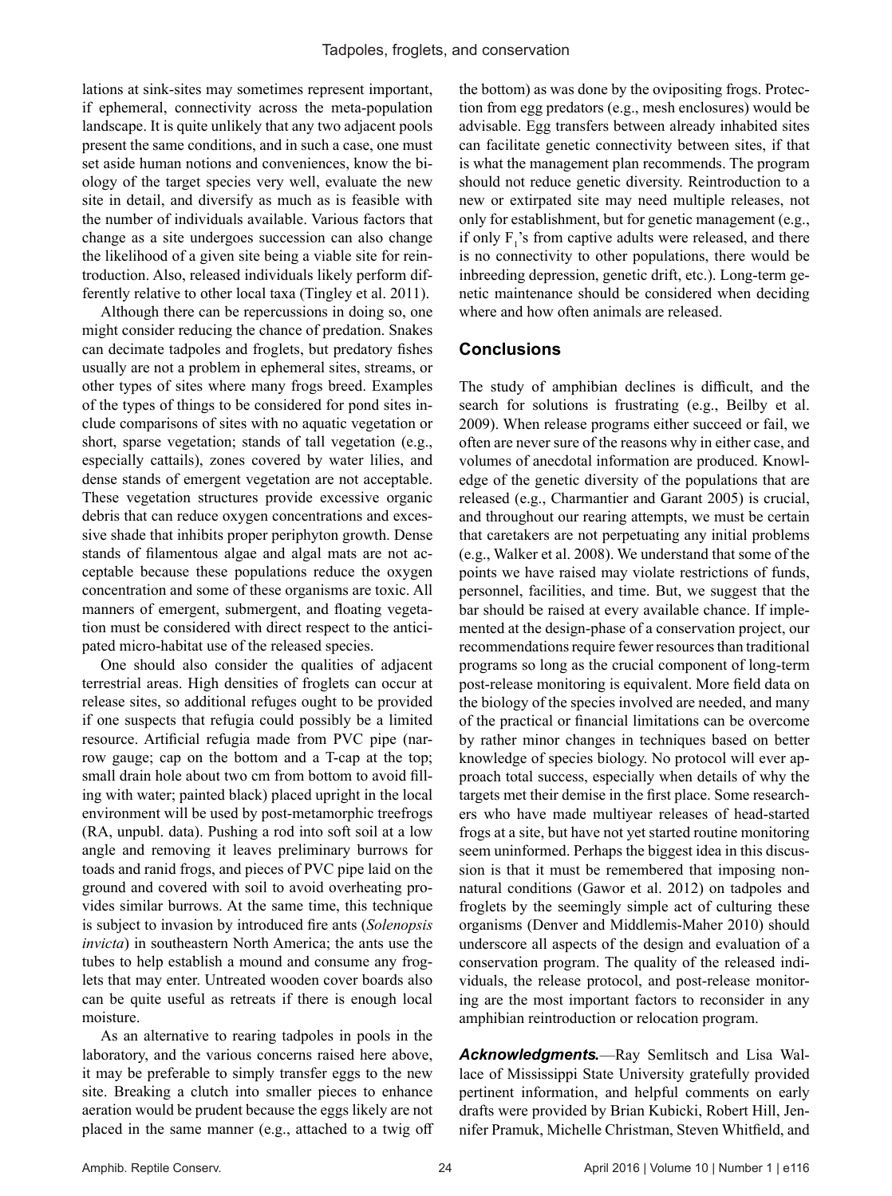lations at sink-sites may sometimes represent important, if ephemeral, connectivity across the meta-population landscape. It is quite unlikely that any two adjacent pools present the same conditions, and in such a case, one must set aside human notions and conveniences, know the biology of the target species very well, evaluate the new site in detail, and diversify as much as is feasible with the number of individuals available. Various factors that change as a site undergoes succession can also change the likelihood of a given site being a viable site for reintroduction. Also, released individuals likely perform differently relative to other local taxa (Tingley et al. 2011).

Although there can be repercussions in doing so, one might consider reducing the chance of predation. Snakes can decimate tadpoles and froglets, but predatory fishes usually are not a problem in ephemeral sites, streams, or other types of sites where many frogs breed. Examples of the types of things to be considered for pond sites include comparisons of sites with no aquatic vegetation or short, sparse vegetation; stands of tall vegetation (e.g., especially cattails), zones covered by water lilies, and dense stands of emergent vegetation are not acceptable. These vegetation structures provide excessive organic debris that can reduce oxygen concentrations and excessive shade that inhibits proper periphyton growth. Dense stands of filamentous algae and algal mats are not acceptable because these populations reduce the oxygen concentration and some of these organisms are toxic. All manners of emergent, submergent, and floating vegetation must be considered with direct respect to the anticipated micro-habitat use of the released species.

One should also consider the qualities of adjacent terrestrial areas. High densities of froglets can occur at release sites, so additional refuges ought to be provided if one suspects that refugia could possibly be a limited resource. Artificial refugia made from PVC pipe (narrow gauge; cap on the bottom and a T-cap at the top; small drain hole about two cm from bottom to avoid filling with water; painted black) placed upright in the local environment will be used by post-metamorphic treefrogs (RA, unpubl. data). Pushing a rod into soft soil at a low angle and removing it leaves preliminary burrows for toads and ranid frogs, and pieces of PVC pipe laid on the ground and covered with soil to avoid overheating provides similar burrows. At the same time, this technique is subject to invasion by introduced fire ants (*Solenopsis invicta*) in southeastern North America; the ants use the tubes to help establish a mound and consume any froglets that may enter. Untreated wooden cover boards also can be quite useful as retreats if there is enough local moisture.

As an alternative to rearing tadpoles in pools in the laboratory, and the various concerns raised here above, it may be preferable to simply transfer eggs to the new site. Breaking a clutch into smaller pieces to enhance aeration would be prudent because the eggs likely are not placed in the same manner (e.g., attached to a twig off the bottom) as was done by the ovipositing frogs. Protection from egg predators (e.g., mesh enclosures) would be advisable. Egg transfers between already inhabited sites can facilitate genetic connectivity between sites, if that is what the management plan recommends. The program should not reduce genetic diversity. Reintroduction to a new or extirpated site may need multiple releases, not only for establishment, but for genetic management (e.g., if only $F_1$'s from captive adults were released, and there is no connectivity to other populations, there would be inbreeding depression, genetic drift, etc.). Long-term genetic maintenance should be considered when deciding where and how often animals are released.

## Conclusions

The study of amphibian declines is difficult, and the search for solutions is frustrating (e.g., Beilby et al. 2009). When release programs either succeed or fail, we often are never sure of the reasons why in either case, and volumes of anecdotal information are produced. Knowledge of the genetic diversity of the populations that are released (e.g., Charmantier and Garant 2005) is crucial, and throughout our rearing attempts, we must be certain that caretakers are not perpetuating any initial problems (e.g., Walker et al. 2008). We understand that some of the points we have raised may violate restrictions of funds, personnel, facilities, and time. But, we suggest that the bar should be raised at every available chance. If implemented at the design-phase of a conservation project, our recommendations require fewer resources than traditional programs so long as the crucial component of long-term post-release monitoring is equivalent. More field data on the biology of the species involved are needed, and many of the practical or financial limitations can be overcome by rather minor changes in techniques based on better knowledge of species biology. No protocol will ever approach total success, especially when details of why the targets met their demise in the first place. Some researchers who have made multiyear releases of head-started frogs at a site, but have not yet started routine monitoring seem uninformed. Perhaps the biggest idea in this discussion is that it must be remembered that imposing non-natural conditions (Gawor et al. 2012) on tadpoles and froglets by the seemingly simple act of culturing these organisms (Denver and Middlemis-Maher 2010) should underscore all aspects of the design and evaluation of a conservation program. The quality of the released individuals, the release protocol, and post-release monitoring are the most important factors to reconsider in any amphibian reintroduction or relocation program.

***Acknowledgments.***—Ray Semlitsch and Lisa Wallace of Mississippi State University gratefully provided pertinent information, and helpful comments on early drafts were provided by Brian Kubicki, Robert Hill, Jennifer Pramuk, Michelle Christman, Steven Whitfield, and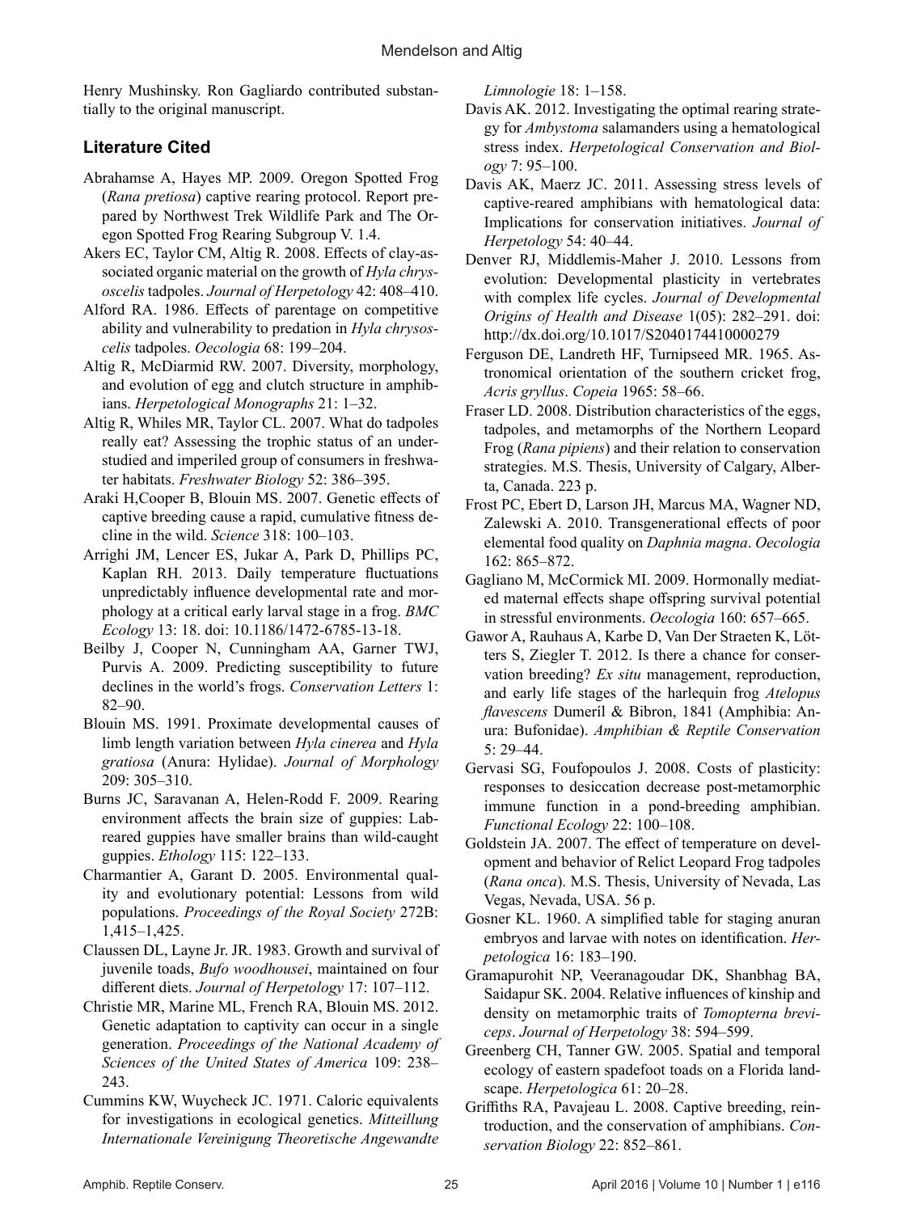Henry Mushinsky. Ron Gagliardo contributed substantially to the original manuscript.

## Literature Cited

Abrahamse A, Hayes MP. 2009. Oregon Spotted Frog (*Rana pretiosa*) captive rearing protocol. Report prepared by Northwest Trek Wildlife Park and The Oregon Spotted Frog Rearing Subgroup V. 1.4.

Akers EC, Taylor CM, Altig R. 2008. Effects of clay-associated organic material on the growth of *Hyla chrysoscelis* tadpoles. *Journal of Herpetology* 42: 408–410.

Alford RA. 1986. Effects of parentage on competitive ability and vulnerability to predation in *Hyla chrysoscelis* tadpoles. *Oecologia* 68: 199–204.

Altig R, McDiarmid RW. 2007. Diversity, morphology, and evolution of egg and clutch structure in amphibians. *Herpetological Monographs* 21: 1–32.

Altig R, Whiles MR, Taylor CL. 2007. What do tadpoles really eat? Assessing the trophic status of an understudied and imperiled group of consumers in freshwater habitats. *Freshwater Biology* 52: 386–395.

Araki H,Cooper B, Blouin MS. 2007. Genetic effects of captive breeding cause a rapid, cumulative fitness decline in the wild. *Science* 318: 100–103.

Arrighi JM, Lencer ES, Jukar A, Park D, Phillips PC, Kaplan RH. 2013. Daily temperature fluctuations unpredictably influence developmental rate and morphology at a critical early larval stage in a frog. *BMC Ecology* 13: 18. doi: 10.1186/1472-6785-13-18.

Beilby J, Cooper N, Cunningham AA, Garner TWJ, Purvis A. 2009. Predicting susceptibility to future declines in the world's frogs. *Conservation Letters* 1: 82–90.

Blouin MS. 1991. Proximate developmental causes of limb length variation between *Hyla cinerea* and *Hyla gratiosa* (Anura: Hylidae). *Journal of Morphology* 209: 305–310.

Burns JC, Saravanan A, Helen-Rodd F. 2009. Rearing environment affects the brain size of guppies: Lab-reared guppies have smaller brains than wild-caught guppies. *Ethology* 115: 122–133.

Charmantier A, Garant D. 2005. Environmental quality and evolutionary potential: Lessons from wild populations. *Proceedings of the Royal Society* 272B: 1,415–1,425.

Claussen DL, Layne Jr. JR. 1983. Growth and survival of juvenile toads, *Bufo woodhousei*, maintained on four different diets. *Journal of Herpetology* 17: 107–112.

Christie MR, Marine ML, French RA, Blouin MS. 2012. Genetic adaptation to captivity can occur in a single generation. *Proceedings of the National Academy of Sciences of the United States of America* 109: 238–243.

Cummins KW, Wuycheck JC. 1971. Caloric equivalents for investigations in ecological genetics. *Mitteillung Internationale Vereinigung Theoretische Angewandte Limnologie* 18: 1–158.

Davis AK. 2012. Investigating the optimal rearing strategy for *Ambystoma* salamanders using a hematological stress index. *Herpetological Conservation and Biology* 7: 95–100.

Davis AK, Maerz JC. 2011. Assessing stress levels of captive-reared amphibians with hematological data: Implications for conservation initiatives. *Journal of Herpetology* 54: 40–44.

Denver RJ, Middlemis-Maher J. 2010. Lessons from evolution: Developmental plasticity in vertebrates with complex life cycles. *Journal of Developmental Origins of Health and Disease* 1(05): 282–291. doi: http://dx.doi.org/10.1017/S2040174410000279

Ferguson DE, Landreth HF, Turnipseed MR. 1965. Astronomical orientation of the southern cricket frog, *Acris gryllus*. *Copeia* 1965: 58–66.

Fraser LD. 2008. Distribution characteristics of the eggs, tadpoles, and metamorphs of the Northern Leopard Frog (*Rana pipiens*) and their relation to conservation strategies. M.S. Thesis, University of Calgary, Alberta, Canada. 223 p.

Frost PC, Ebert D, Larson JH, Marcus MA, Wagner ND, Zalewski A. 2010. Transgenerational effects of poor elemental food quality on *Daphnia magna*. *Oecologia* 162: 865–872.

Gagliano M, McCormick MI. 2009. Hormonally mediated maternal effects shape offspring survival potential in stressful environments. *Oecologia* 160: 657–665.

Gawor A, Rauhaus A, Karbe D, Van Der Straeten K, Lötters S, Ziegler T. 2012. Is there a chance for conservation breeding? *Ex situ* management, reproduction, and early life stages of the harlequin frog *Atelopus flavescens* Dumeril & Bibron, 1841 (Amphibia: Anura: Bufonidae). *Amphibian & Reptile Conservation* 5: 29–44.

Gervasi SG, Foufopoulos J. 2008. Costs of plasticity: responses to desiccation decrease post-metamorphic immune function in a pond-breeding amphibian. *Functional Ecology* 22: 100–108.

Goldstein JA. 2007. The effect of temperature on development and behavior of Relict Leopard Frog tadpoles (*Rana onca*). M.S. Thesis, University of Nevada, Las Vegas, Nevada, USA. 56 p.

Gosner KL. 1960. A simplified table for staging anuran embryos and larvae with notes on identification. *Herpetologica* 16: 183–190.

Gramapurohit NP, Veeranagoudar DK, Shanbhag BA, Saidapur SK. 2004. Relative influences of kinship and density on metamorphic traits of *Tomopterna breviceps*. *Journal of Herpetology* 38: 594–599.

Greenberg CH, Tanner GW. 2005. Spatial and temporal ecology of eastern spadefoot toads on a Florida landscape. *Herpetologica* 61: 20–28.

Griffiths RA, Pavajeau L. 2008. Captive breeding, reintroduction, and the conservation of amphibians. *Conservation Biology* 22: 852–861.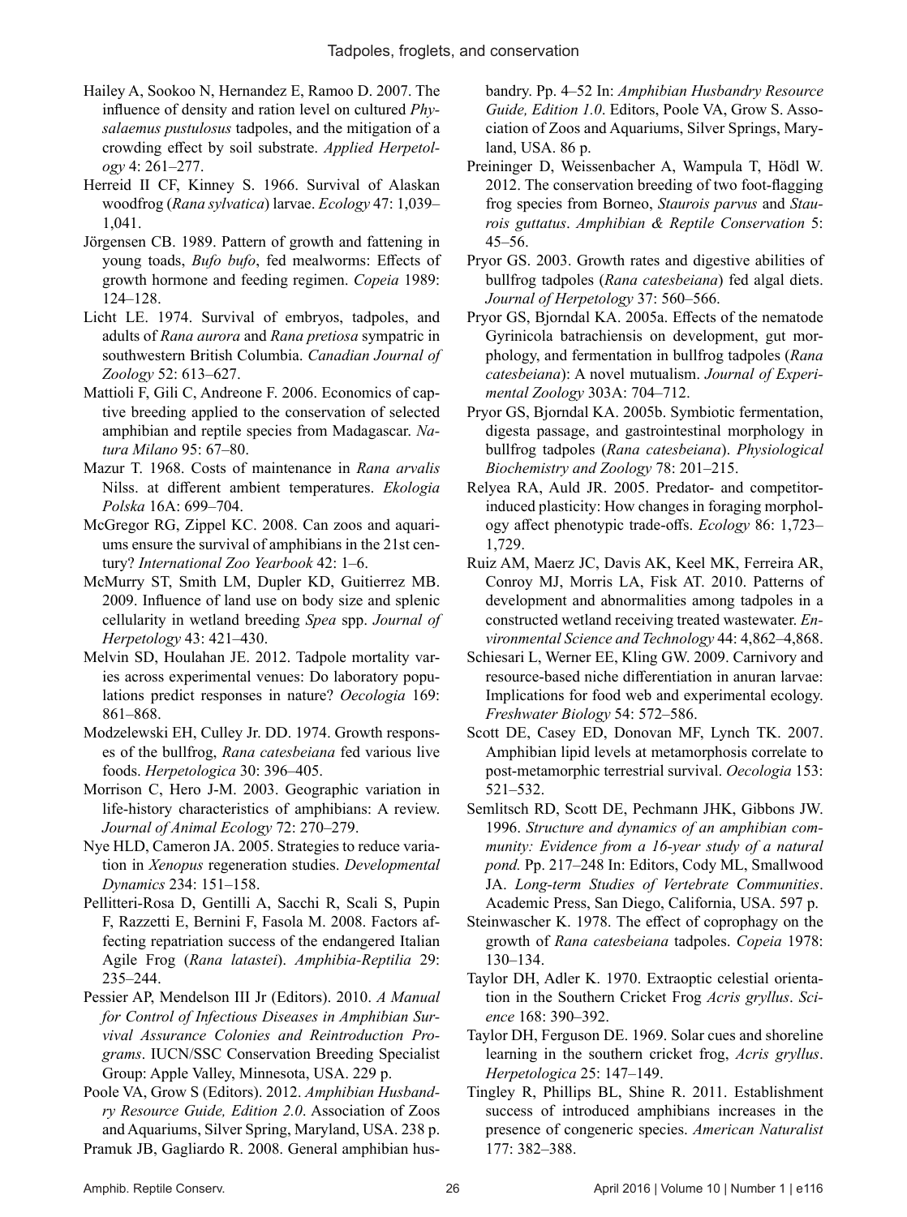Hailey A, Sookoo N, Hernandez E, Ramoo D. 2007. The influence of density and ration level on cultured *Physalaemus pustulosus* tadpoles, and the mitigation of a crowding effect by soil substrate. *Applied Herpetology* 4: 261–277.

Herreid II CF, Kinney S. 1966. Survival of Alaskan woodfrog (*Rana sylvatica*) larvae. *Ecology* 47: 1,039–1,041.

Jörgensen CB. 1989. Pattern of growth and fattening in young toads, *Bufo bufo*, fed mealworms: Effects of growth hormone and feeding regimen. *Copeia* 1989: 124–128.

Licht LE. 1974. Survival of embryos, tadpoles, and adults of *Rana aurora* and *Rana pretiosa* sympatric in southwestern British Columbia. *Canadian Journal of Zoology* 52: 613–627.

Mattioli F, Gili C, Andreone F. 2006. Economics of captive breeding applied to the conservation of selected amphibian and reptile species from Madagascar. *Natura Milano* 95: 67–80.

Mazur T. 1968. Costs of maintenance in *Rana arvalis* Nilss. at different ambient temperatures. *Ekologia Polska* 16A: 699–704.

McGregor RG, Zippel KC. 2008. Can zoos and aquariums ensure the survival of amphibians in the 21st century? *International Zoo Yearbook* 42: 1–6.

McMurry ST, Smith LM, Dupler KD, Guitierrez MB. 2009. Influence of land use on body size and splenic cellularity in wetland breeding *Spea* spp. *Journal of Herpetology* 43: 421–430.

Melvin SD, Houlahan JE. 2012. Tadpole mortality varies across experimental venues: Do laboratory populations predict responses in nature? *Oecologia* 169: 861–868.

Modzelewski EH, Culley Jr. DD. 1974. Growth responses of the bullfrog, *Rana catesbeiana* fed various live foods. *Herpetologica* 30: 396–405.

Morrison C, Hero J-M. 2003. Geographic variation in life-history characteristics of amphibians: A review. *Journal of Animal Ecology* 72: 270–279.

Nye HLD, Cameron JA. 2005. Strategies to reduce variation in *Xenopus* regeneration studies. *Developmental Dynamics* 234: 151–158.

Pellitteri-Rosa D, Gentilli A, Sacchi R, Scali S, Pupin F, Razzetti E, Bernini F, Fasola M. 2008. Factors affecting repatriation success of the endangered Italian Agile Frog (*Rana latastei*). *Amphibia-Reptilia* 29: 235–244.

Pessier AP, Mendelson III Jr (Editors). 2010. *A Manual for Control of Infectious Diseases in Amphibian Survival Assurance Colonies and Reintroduction Programs*. IUCN/SSC Conservation Breeding Specialist Group: Apple Valley, Minnesota, USA. 229 p.

Poole VA, Grow S (Editors). 2012. *Amphibian Husbandry Resource Guide, Edition 2.0*. Association of Zoos and Aquariums, Silver Spring, Maryland, USA. 238 p.

Pramuk JB, Gagliardo R. 2008. General amphibian husbandry. Pp. 4–52 In: *Amphibian Husbandry Resource Guide, Edition 1.0*. Editors, Poole VA, Grow S. Association of Zoos and Aquariums, Silver Springs, Maryland, USA. 86 p.

Preininger D, Weissenbacher A, Wampula T, Hödl W. 2012. The conservation breeding of two foot-flagging frog species from Borneo, *Staurois parvus* and *Staurois guttatus*. *Amphibian & Reptile Conservation* 5: 45–56.

Pryor GS. 2003. Growth rates and digestive abilities of bullfrog tadpoles (*Rana catesbeiana*) fed algal diets. *Journal of Herpetology* 37: 560–566.

Pryor GS, Bjorndal KA. 2005a. Effects of the nematode Gyrinicola batrachiensis on development, gut morphology, and fermentation in bullfrog tadpoles (*Rana catesbeiana*): A novel mutualism. *Journal of Experimental Zoology* 303A: 704–712.

Pryor GS, Bjorndal KA. 2005b. Symbiotic fermentation, digesta passage, and gastrointestinal morphology in bullfrog tadpoles (*Rana catesbeiana*). *Physiological Biochemistry and Zoology* 78: 201–215.

Relyea RA, Auld JR. 2005. Predator- and competitor-induced plasticity: How changes in foraging morphology affect phenotypic trade-offs. *Ecology* 86: 1,723–1,729.

Ruiz AM, Maerz JC, Davis AK, Keel MK, Ferreira AR, Conroy MJ, Morris LA, Fisk AT. 2010. Patterns of development and abnormalities among tadpoles in a constructed wetland receiving treated wastewater. *Environmental Science and Technology* 44: 4,862–4,868.

Schiesari L, Werner EE, Kling GW. 2009. Carnivory and resource-based niche differentiation in anuran larvae: Implications for food web and experimental ecology. *Freshwater Biology* 54: 572–586.

Scott DE, Casey ED, Donovan MF, Lynch TK. 2007. Amphibian lipid levels at metamorphosis correlate to post-metamorphic terrestrial survival. *Oecologia* 153: 521–532.

Semlitsch RD, Scott DE, Pechmann JHK, Gibbons JW. 1996. *Structure and dynamics of an amphibian community: Evidence from a 16-year study of a natural pond.* Pp. 217–248 In: Editors, Cody ML, Smallwood JA. *Long-term Studies of Vertebrate Communities*. Academic Press, San Diego, California, USA. 597 p.

Steinwascher K. 1978. The effect of coprophagy on the growth of *Rana catesbeiana* tadpoles. *Copeia* 1978: 130–134.

Taylor DH, Adler K. 1970. Extraoptic celestial orientation in the Southern Cricket Frog *Acris gryllus*. *Science* 168: 390–392.

Taylor DH, Ferguson DE. 1969. Solar cues and shoreline learning in the southern cricket frog, *Acris gryllus*. *Herpetologica* 25: 147–149.

Tingley R, Phillips BL, Shine R. 2011. Establishment success of introduced amphibians increases in the presence of congeneric species. *American Naturalist* 177: 382–388.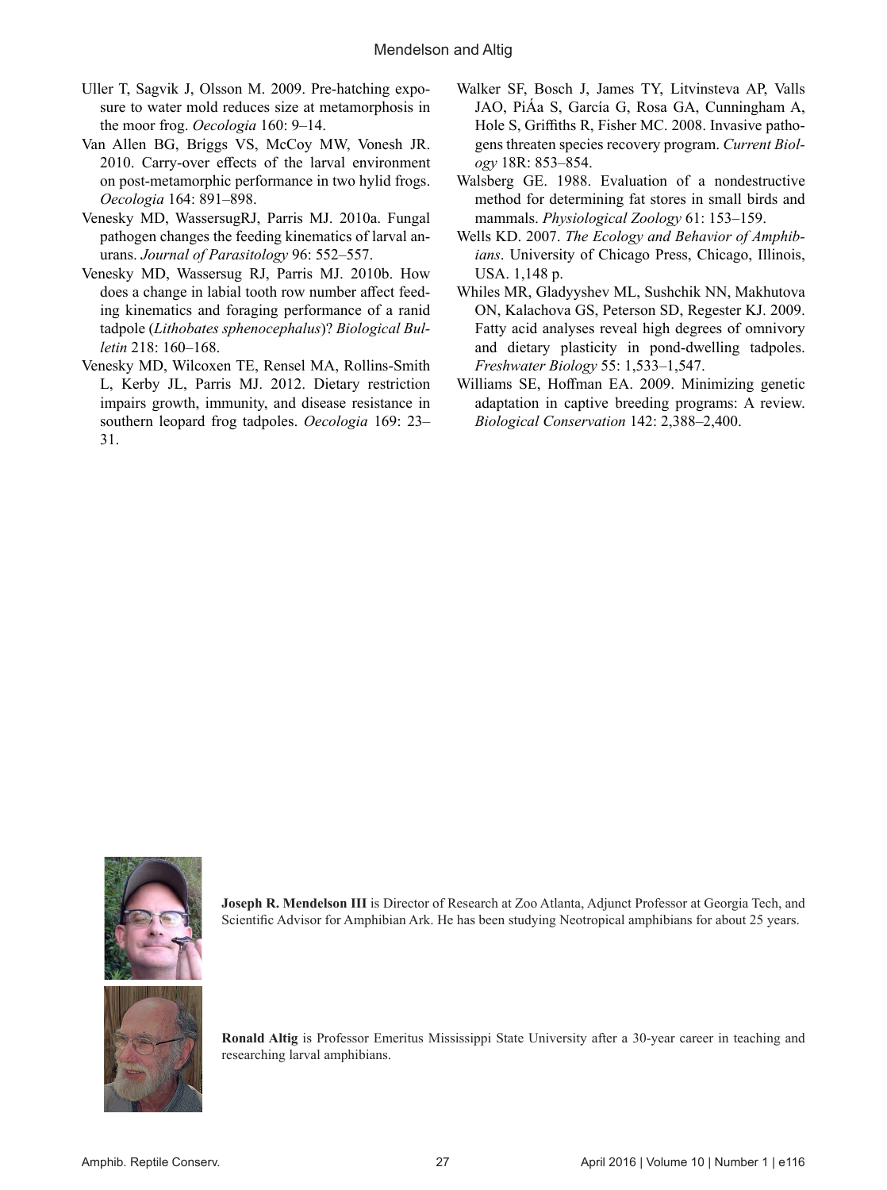Uller T, Sagvik J, Olsson M. 2009. Pre-hatching exposure to water mold reduces size at metamorphosis in the moor frog. *Oecologia* 160: 9–14.

Van Allen BG, Briggs VS, McCoy MW, Vonesh JR. 2010. Carry-over effects of the larval environment on post-metamorphic performance in two hylid frogs. *Oecologia* 164: 891–898.

Venesky MD, WassersugRJ, Parris MJ. 2010a. Fungal pathogen changes the feeding kinematics of larval anurans. *Journal of Parasitology* 96: 552–557.

Venesky MD, Wassersug RJ, Parris MJ. 2010b. How does a change in labial tooth row number affect feeding kinematics and foraging performance of a ranid tadpole (*Lithobates sphenocephalus*)? *Biological Bulletin* 218: 160–168.

Venesky MD, Wilcoxen TE, Rensel MA, Rollins-Smith L, Kerby JL, Parris MJ. 2012. Dietary restriction impairs growth, immunity, and disease resistance in southern leopard frog tadpoles. *Oecologia* 169: 23–31.

Walker SF, Bosch J, James TY, Litvinsteva AP, Valls JAO, PiÁa S, García G, Rosa GA, Cunningham A, Hole S, Griffiths R, Fisher MC. 2008. Invasive pathogens threaten species recovery program. *Current Biology* 18R: 853–854.

Walsberg GE. 1988. Evaluation of a nondestructive method for determining fat stores in small birds and mammals. *Physiological Zoology* 61: 153–159.

Wells KD. 2007. *The Ecology and Behavior of Amphibians*. University of Chicago Press, Chicago, Illinois, USA. 1,148 p.

Whiles MR, Gladyyshev ML, Sushchik NN, Makhutova ON, Kalachova GS, Peterson SD, Regester KJ. 2009. Fatty acid analyses reveal high degrees of omnivory and dietary plasticity in pond-dwelling tadpoles. *Freshwater Biology* 55: 1,533–1,547.

Williams SE, Hoffman EA. 2009. Minimizing genetic adaptation in captive breeding programs: A review. *Biological Conservation* 142: 2,388–2,400.

**Joseph R. Mendelson III** is Director of Research at Zoo Atlanta, Adjunct Professor at Georgia Tech, and Scientific Advisor for Amphibian Ark. He has been studying Neotropical amphibians for about 25 years.

**Ronald Altig** is Professor Emeritus Mississippi State University after a 30-year career in teaching and researching larval amphibians.